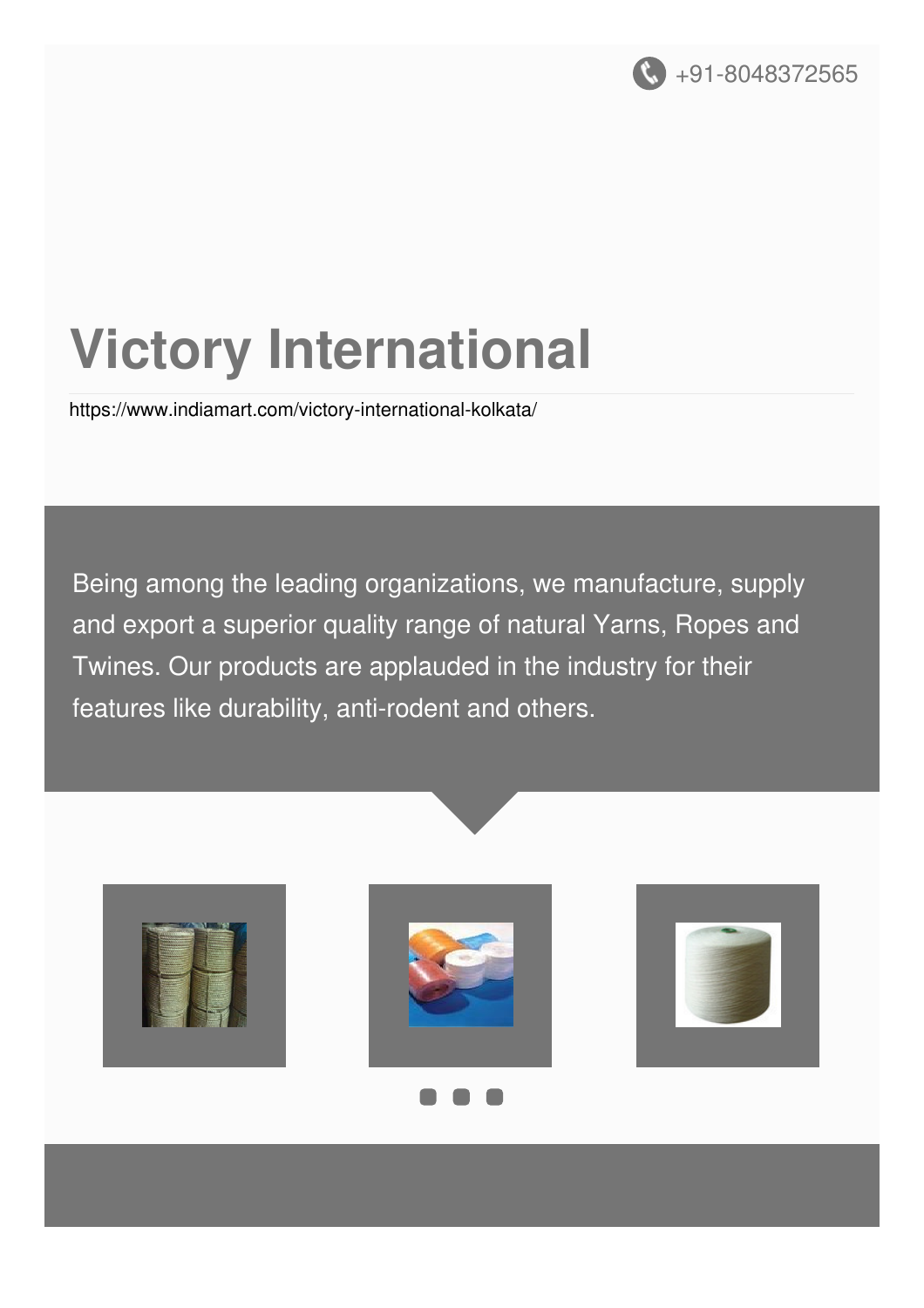+91-8048372565

# Victory International

https://www.indiamart.com/victory-international-kolkata/

Being among the leading organizations, we manufacture, supply and export a superior quality range of natural Yarns, Ropes and Twines. Our products are applauded in the industry for their features like durability, anti-rodent and others.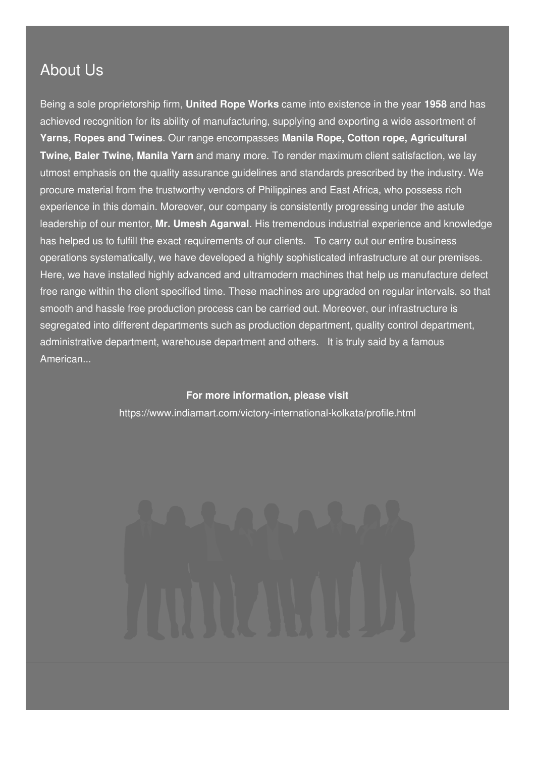## About Us

Being a sole proprietorship firm, **United Rope Works** came into existence in the year **1958** and has achieved recognition for its ability of manufacturing, supplying and exporting a wide assortment of **Yarns, Ropes and Twines**. Our range encompasses **Manila Rope, Cotton rope, Agricultural Twine, Baler Twine, Manila Yarn** and many more. To render maximum client satisfaction, we lay utmost emphasis on the quality assurance guidelines and standards prescribed by the industry. We procure material from the trustworthy vendors of Philippines and East Africa, who possess rich experience in this domain. Moreover, our company is consistently progressing under the astute leadership of our mentor, **Mr. Umesh Agarwal**. His tremendous industrial experience and knowledge has helped us to fulfill the exact requirements of our clients. To carry out our entire business operations systematically, we have developed a highly sophisticated infrastructure at our premises. Here, we have installed highly advanced and ultramodern machines that help us manufacture defect free range within the client specified time. These machines are upgraded on regular intervals, so that smooth and hassle free production process can be carried out. Moreover, our infrastructure is segregated into different departments such as production department, quality control department, administrative department, warehouse department and others. It is truly said by a famous American...

**For more information, please visit**

https://www.indiamart.com/victory-international-kolkata/profile.html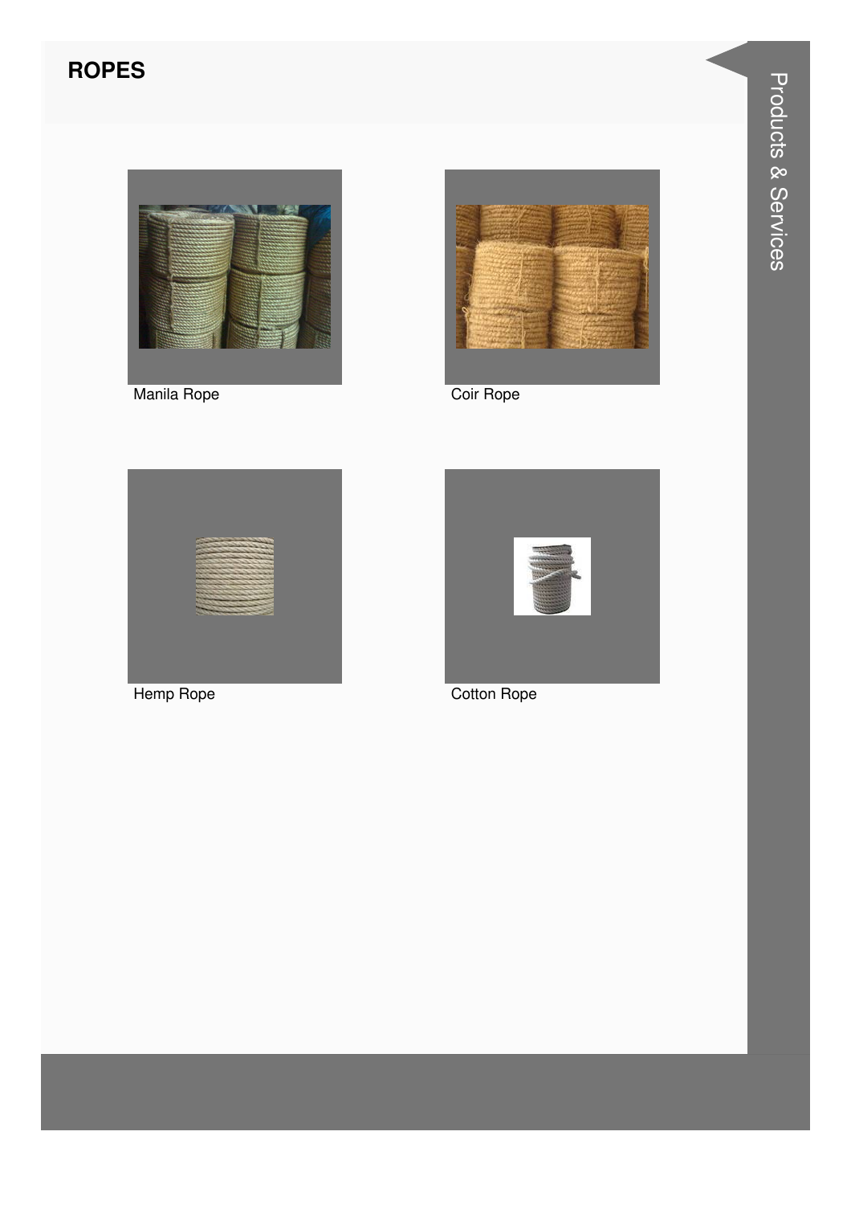## ROPES

Manila Rope

Coir Rope

Hemp Rope

Cotton Rope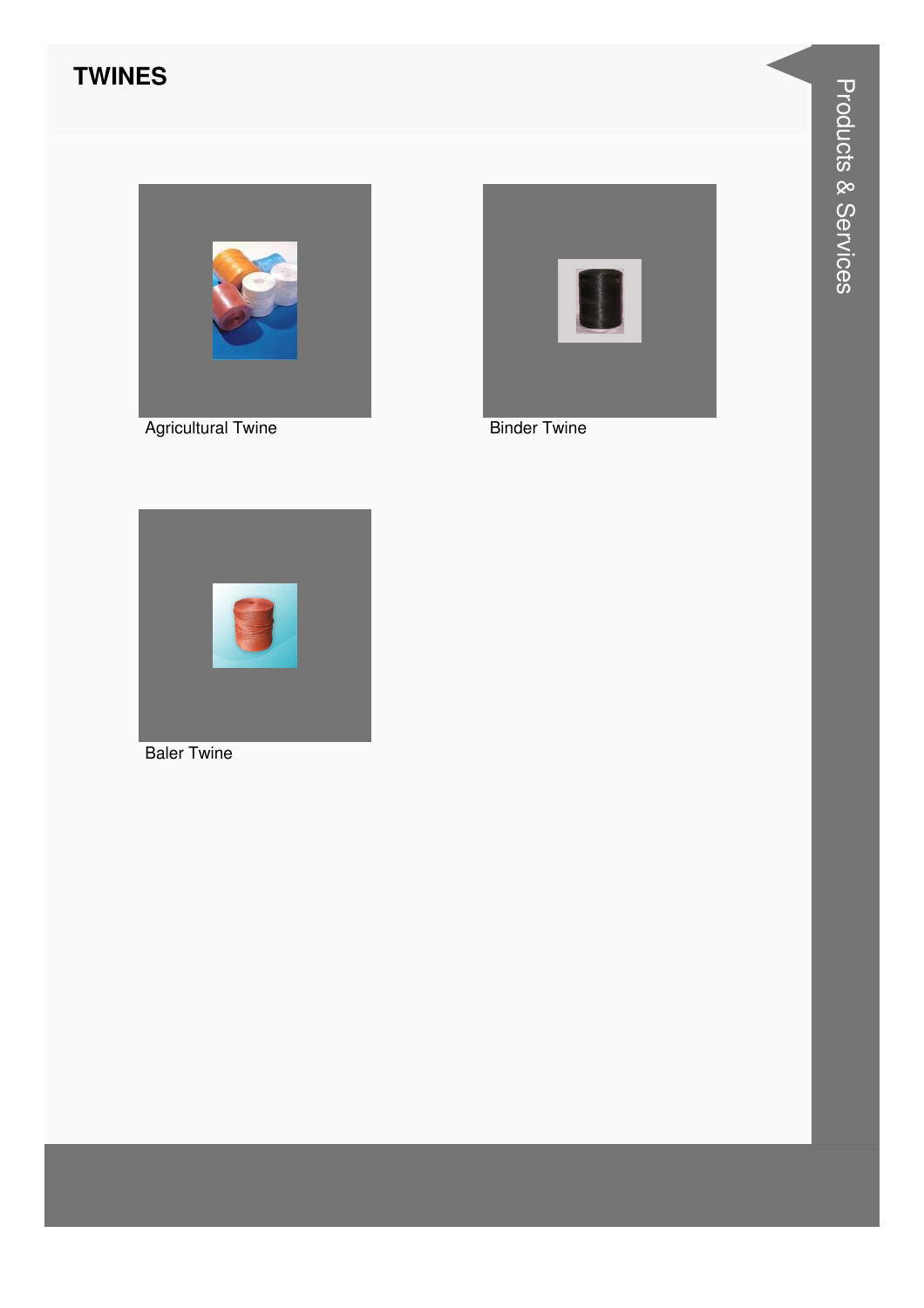# TWINES

Agricultural Twine

Binder Twine

Baler Twine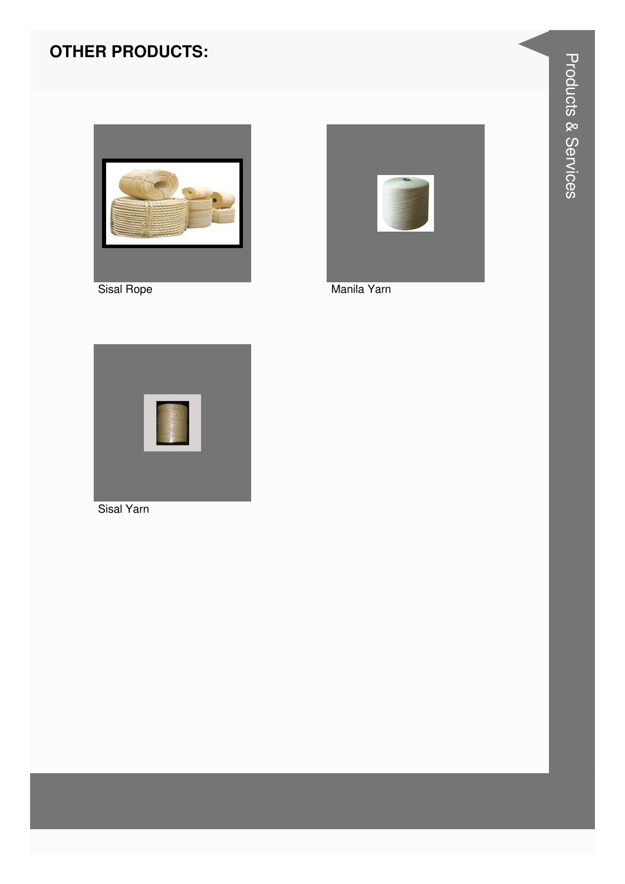## OTHER PRODUCTS:

Sisal Rope

Manila Yarn

Sisal Yarn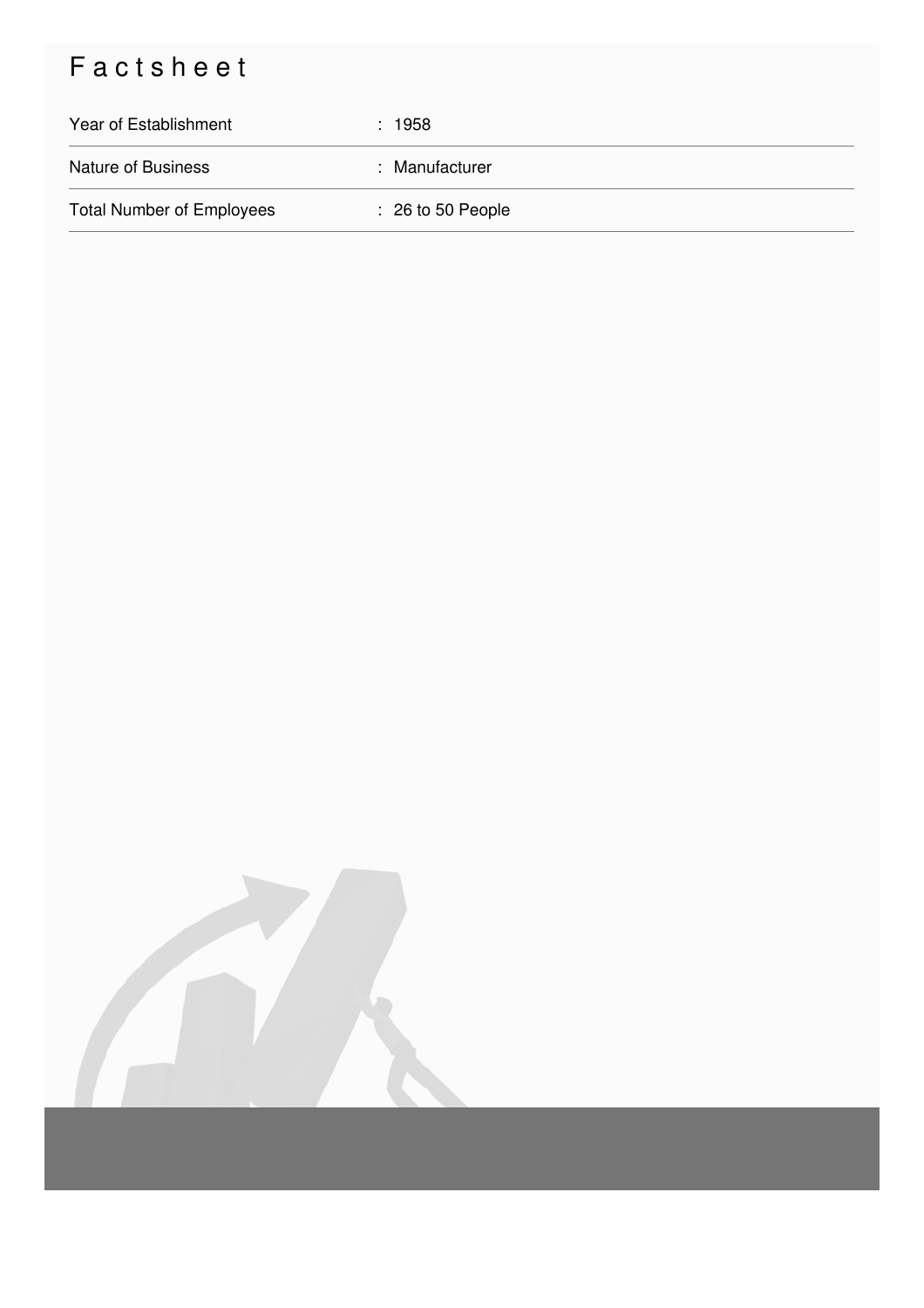# Factsheet

| | |
|---|---|
| Year of Establishment | : 1958 |
| Nature of Business | : Manufacturer |
| Total Number of Employees | : 26 to 50 People |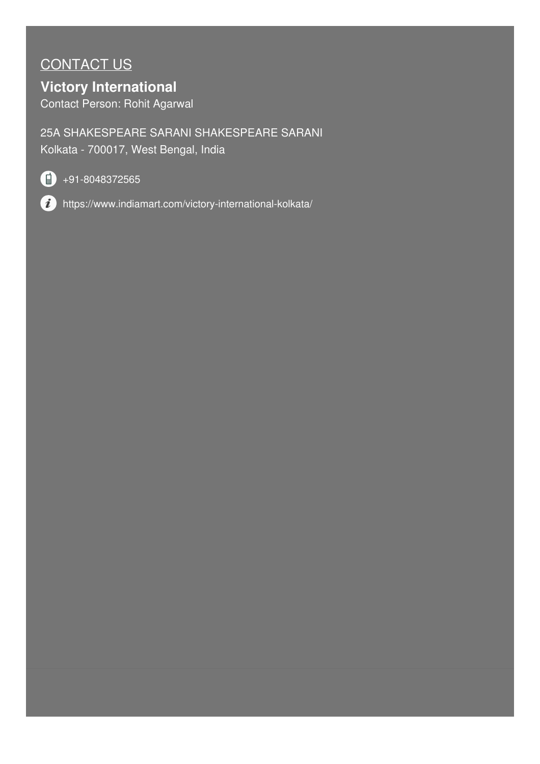## CONTACT US

**Victory International**

Contact Person: Rohit Agarwal

25A SHAKESPEARE SARANI SHAKESPEARE SARANI
Kolkata - 700017, West Bengal, India

+91-8048372565

https://www.indiamart.com/victory-international-kolkata/